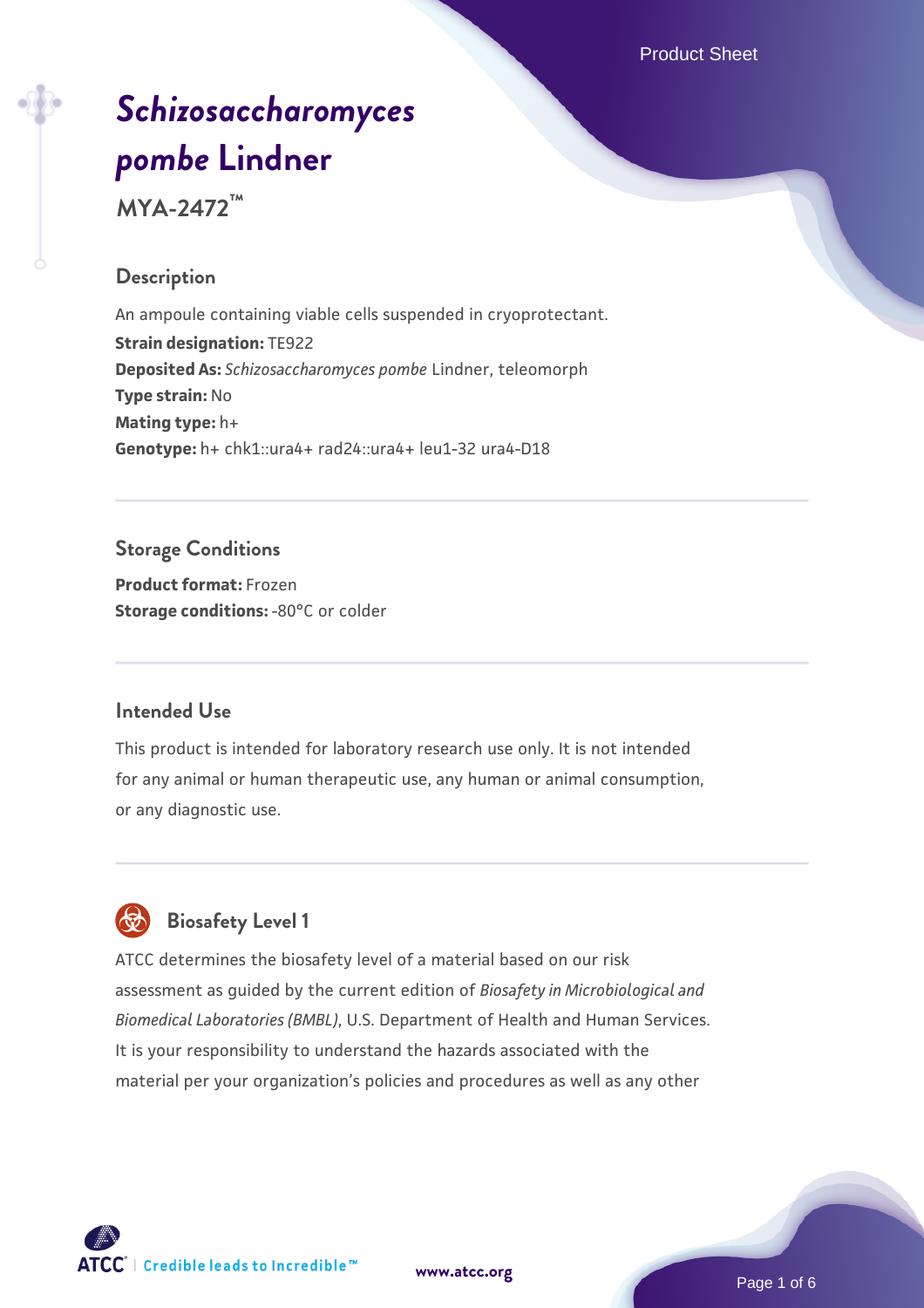# *Schizosaccharomyces pombe* Lindner

**MYA-2472™**

## Description

An ampoule containing viable cells suspended in cryoprotectant.

**Strain designation:** TE922

**Deposited As:** *Schizosaccharomyces pombe* Lindner, teleomorph

**Type strain:** No

**Mating type:** h+

**Genotype:** h+ chk1::ura4+ rad24::ura4+ leu1-32 ura4-D18

## Storage Conditions

**Product format:** Frozen

**Storage conditions:** -80°C or colder

## Intended Use

This product is intended for laboratory research use only. It is not intended for any animal or human therapeutic use, any human or animal consumption, or any diagnostic use.

## Biosafety Level 1

ATCC determines the biosafety level of a material based on our risk assessment as guided by the current edition of *Biosafety in Microbiological and Biomedical Laboratories (BMBL)*, U.S. Department of Health and Human Services. It is your responsibility to understand the hazards associated with the material per your organization's policies and procedures as well as any other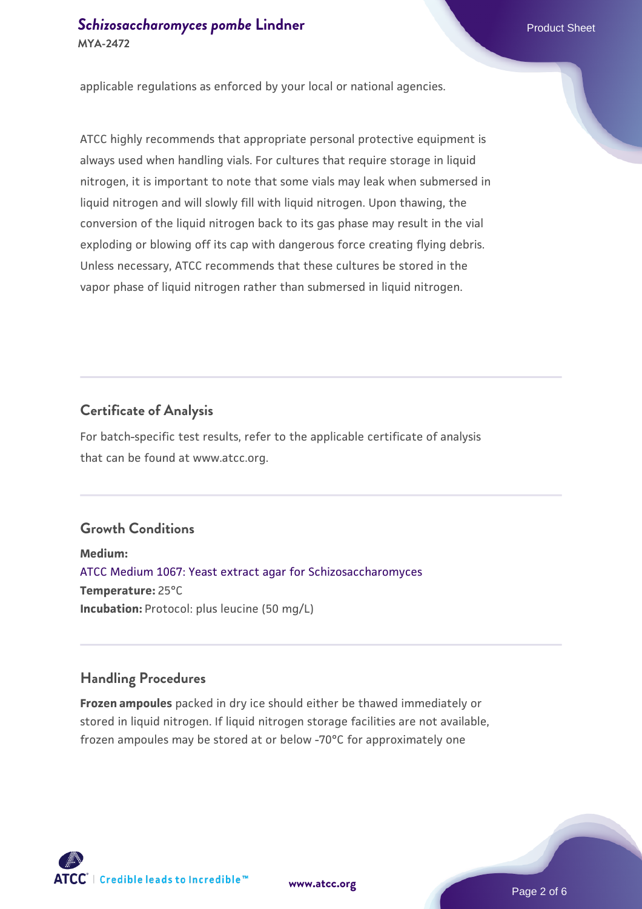applicable regulations as enforced by your local or national agencies.

ATCC highly recommends that appropriate personal protective equipment is always used when handling vials. For cultures that require storage in liquid nitrogen, it is important to note that some vials may leak when submersed in liquid nitrogen and will slowly fill with liquid nitrogen. Upon thawing, the conversion of the liquid nitrogen back to its gas phase may result in the vial exploding or blowing off its cap with dangerous force creating flying debris. Unless necessary, ATCC recommends that these cultures be stored in the vapor phase of liquid nitrogen rather than submersed in liquid nitrogen.

## Certificate of Analysis

For batch-specific test results, refer to the applicable certificate of analysis that can be found at www.atcc.org.

## Growth Conditions

**Medium:**
ATCC Medium 1067: Yeast extract agar for Schizosaccharomyces
**Temperature:** 25°C
**Incubation:** Protocol: plus leucine (50 mg/L)

## Handling Procedures

**Frozen ampoules** packed in dry ice should either be thawed immediately or stored in liquid nitrogen. If liquid nitrogen storage facilities are not available, frozen ampoules may be stored at or below -70°C for approximately one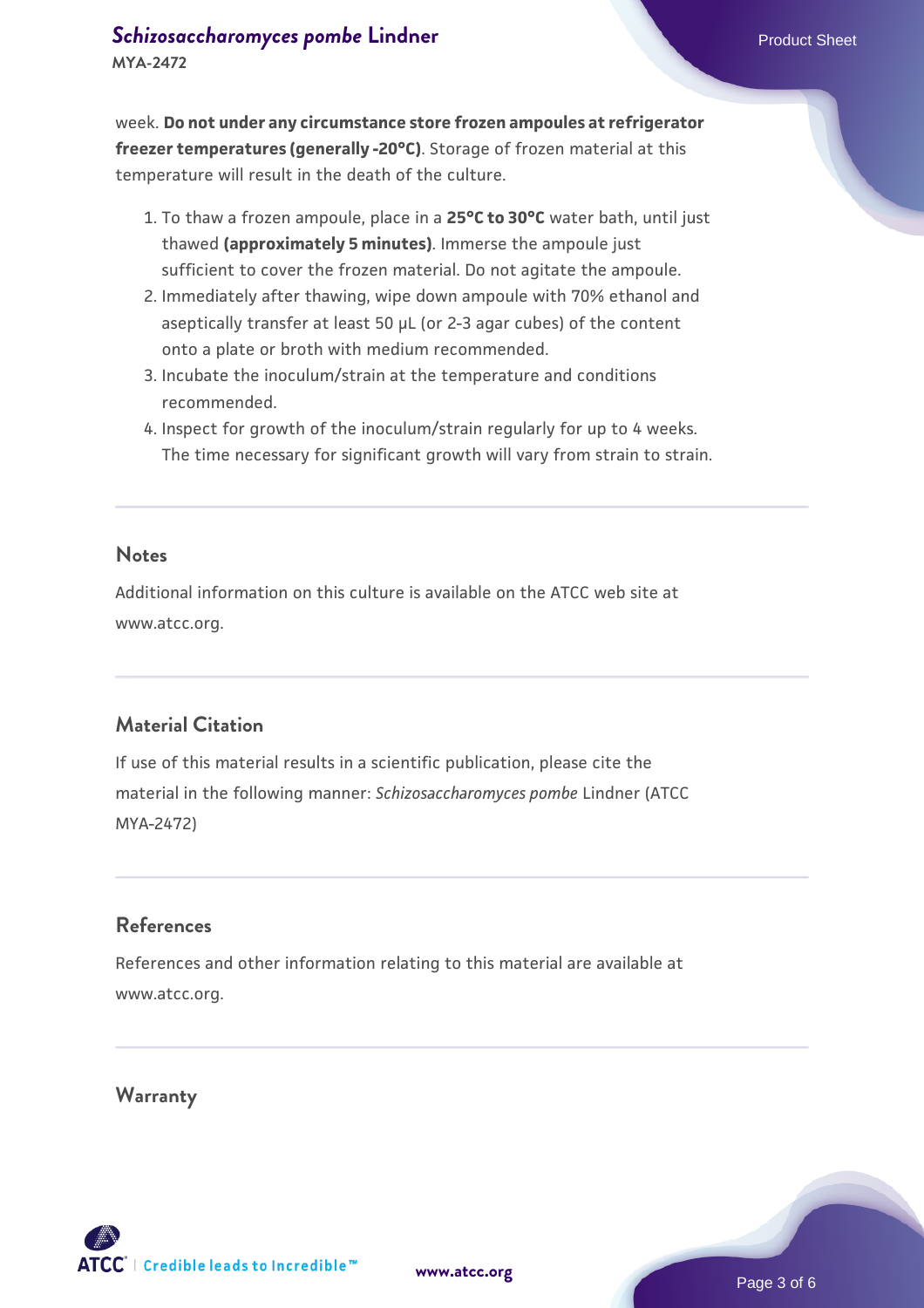week. **Do not under any circumstance store frozen ampoules at refrigerator freezer temperatures (generally -20°C)**. Storage of frozen material at this temperature will result in the death of the culture.

1. To thaw a frozen ampoule, place in a **25°C to 30°C** water bath, until just thawed **(approximately 5 minutes)**. Immerse the ampoule just sufficient to cover the frozen material. Do not agitate the ampoule.
2. Immediately after thawing, wipe down ampoule with 70% ethanol and aseptically transfer at least 50 µL (or 2-3 agar cubes) of the content onto a plate or broth with medium recommended.
3. Incubate the inoculum/strain at the temperature and conditions recommended.
4. Inspect for growth of the inoculum/strain regularly for up to 4 weeks. The time necessary for significant growth will vary from strain to strain.

## Notes

Additional information on this culture is available on the ATCC web site at www.atcc.org.

## Material Citation

If use of this material results in a scientific publication, please cite the material in the following manner: *Schizosaccharomyces pombe* Lindner (ATCC MYA-2472)

## References

References and other information relating to this material are available at www.atcc.org.

## Warranty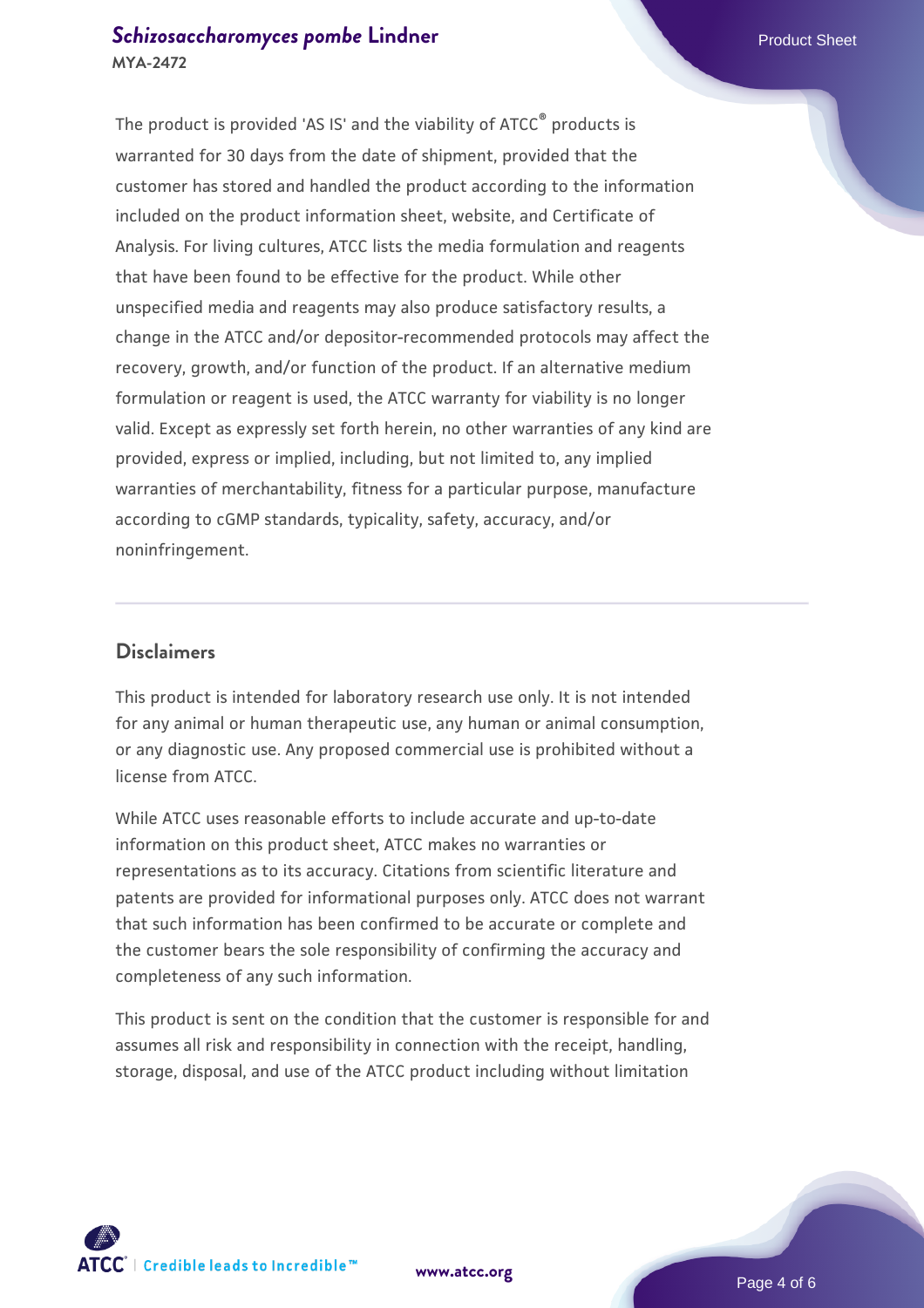The product is provided 'AS IS' and the viability of ATCC® products is warranted for 30 days from the date of shipment, provided that the customer has stored and handled the product according to the information included on the product information sheet, website, and Certificate of Analysis. For living cultures, ATCC lists the media formulation and reagents that have been found to be effective for the product. While other unspecified media and reagents may also produce satisfactory results, a change in the ATCC and/or depositor-recommended protocols may affect the recovery, growth, and/or function of the product. If an alternative medium formulation or reagent is used, the ATCC warranty for viability is no longer valid. Except as expressly set forth herein, no other warranties of any kind are provided, express or implied, including, but not limited to, any implied warranties of merchantability, fitness for a particular purpose, manufacture according to cGMP standards, typicality, safety, accuracy, and/or noninfringement.

## Disclaimers

This product is intended for laboratory research use only. It is not intended for any animal or human therapeutic use, any human or animal consumption, or any diagnostic use. Any proposed commercial use is prohibited without a license from ATCC.

While ATCC uses reasonable efforts to include accurate and up-to-date information on this product sheet, ATCC makes no warranties or representations as to its accuracy. Citations from scientific literature and patents are provided for informational purposes only. ATCC does not warrant that such information has been confirmed to be accurate or complete and the customer bears the sole responsibility of confirming the accuracy and completeness of any such information.

This product is sent on the condition that the customer is responsible for and assumes all risk and responsibility in connection with the receipt, handling, storage, disposal, and use of the ATCC product including without limitation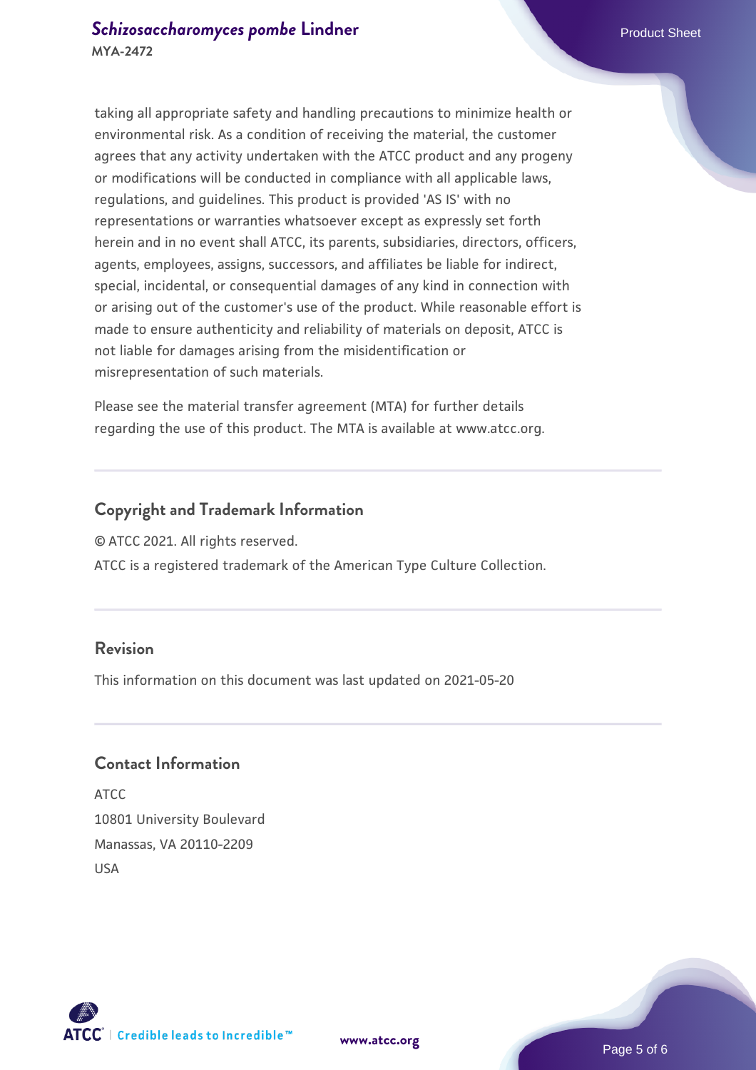taking all appropriate safety and handling precautions to minimize health or environmental risk. As a condition of receiving the material, the customer agrees that any activity undertaken with the ATCC product and any progeny or modifications will be conducted in compliance with all applicable laws, regulations, and guidelines. This product is provided 'AS IS' with no representations or warranties whatsoever except as expressly set forth herein and in no event shall ATCC, its parents, subsidiaries, directors, officers, agents, employees, assigns, successors, and affiliates be liable for indirect, special, incidental, or consequential damages of any kind in connection with or arising out of the customer's use of the product. While reasonable effort is made to ensure authenticity and reliability of materials on deposit, ATCC is not liable for damages arising from the misidentification or misrepresentation of such materials.

Please see the material transfer agreement (MTA) for further details regarding the use of this product. The MTA is available at www.atcc.org.

## Copyright and Trademark Information

© ATCC 2021. All rights reserved.

ATCC is a registered trademark of the American Type Culture Collection.

## Revision

This information on this document was last updated on 2021-05-20

## Contact Information

ATCC
10801 University Boulevard
Manassas, VA 20110-2209
USA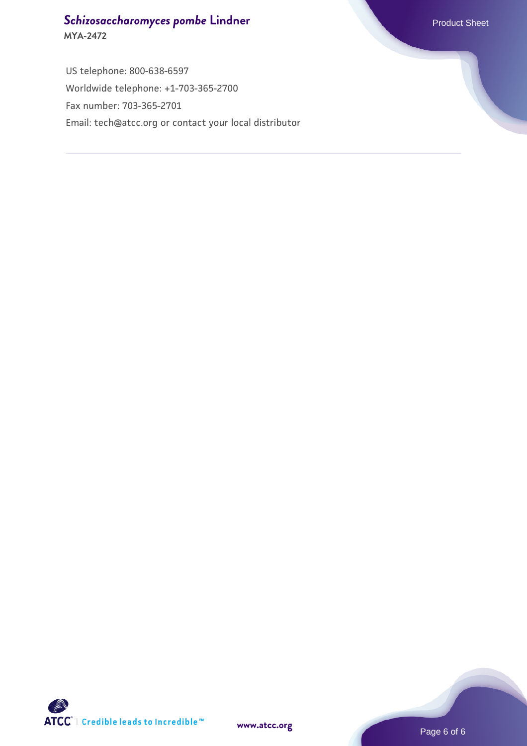US telephone: 800-638-6597

Worldwide telephone: +1-703-365-2700

Fax number: 703-365-2701

Email: tech@atcc.org or contact your local distributor